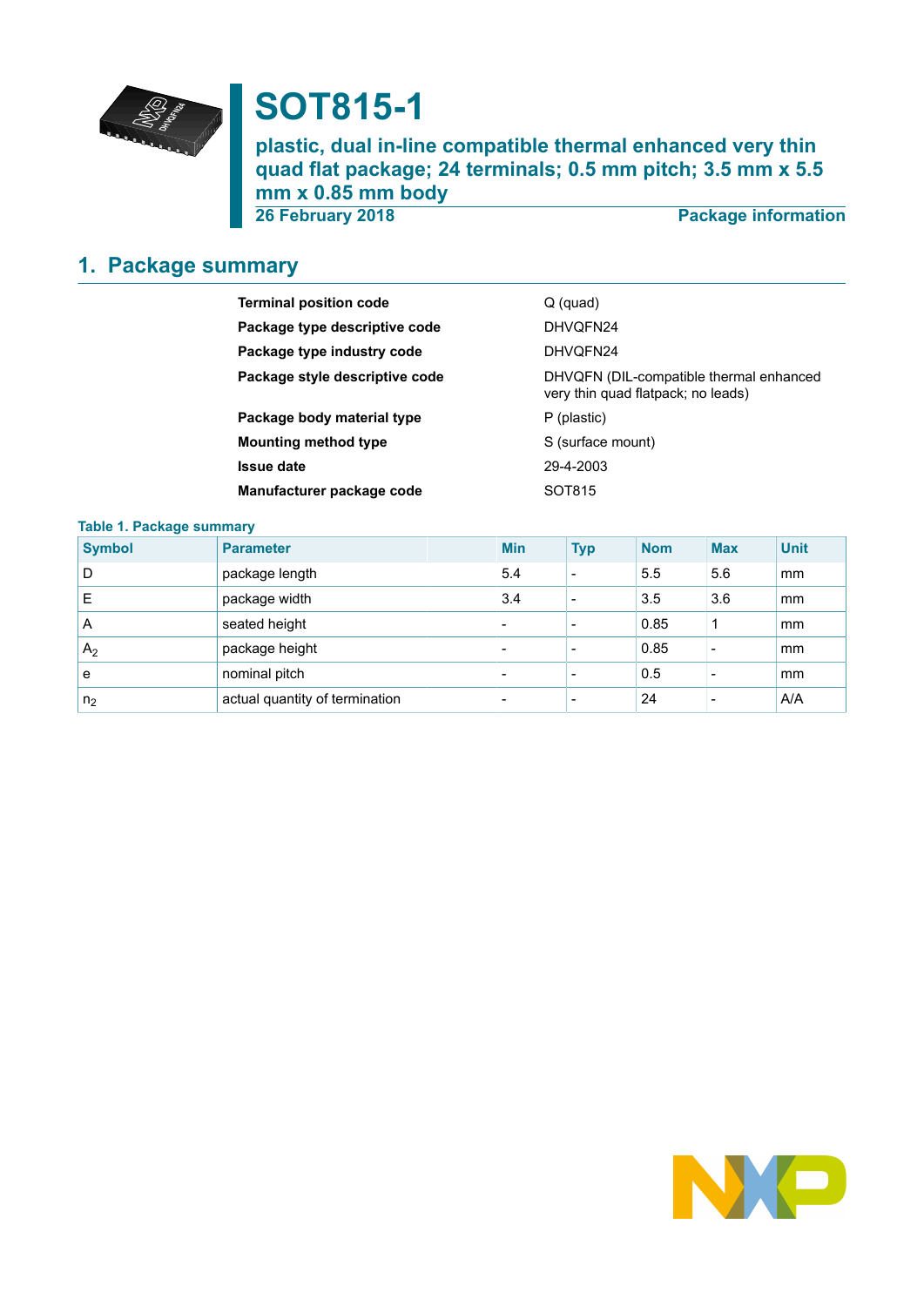# SOT815-1

## plastic, dual in-line compatible thermal enhanced very thin quad flat package; 24 terminals; 0.5 mm pitch; 3.5 mm x 5.5 mm x 0.85 mm body

26 February 2018 Package information

## 1. Package summary

| | |
|---|---|
| **Terminal position code** | Q (quad) |
| **Package type descriptive code** | DHVQFN24 |
| **Package type industry code** | DHVQFN24 |
| **Package style descriptive code** | DHVQFN (DIL-compatible thermal enhanced very thin quad flatpack; no leads) |
| **Package body material type** | P (plastic) |
| **Mounting method type** | S (surface mount) |
| **Issue date** | 29-4-2003 |
| **Manufacturer package code** | SOT815 |

**Table 1. Package summary**

| Symbol | Parameter | Min | Typ | Nom | Max | Unit |
|---|---|---|---|---|---|---|
| D | package length | 5.4 | - | 5.5 | 5.6 | mm |
| E | package width | 3.4 | - | 3.5 | 3.6 | mm |
| A | seated height | - | - | 0.85 | 1 | mm |
| $A_2$ | package height | - | - | 0.85 | - | mm |
| e | nominal pitch | - | - | 0.5 | - | mm |
| $n_2$ | actual quantity of termination | - | - | 24 | - | A/A |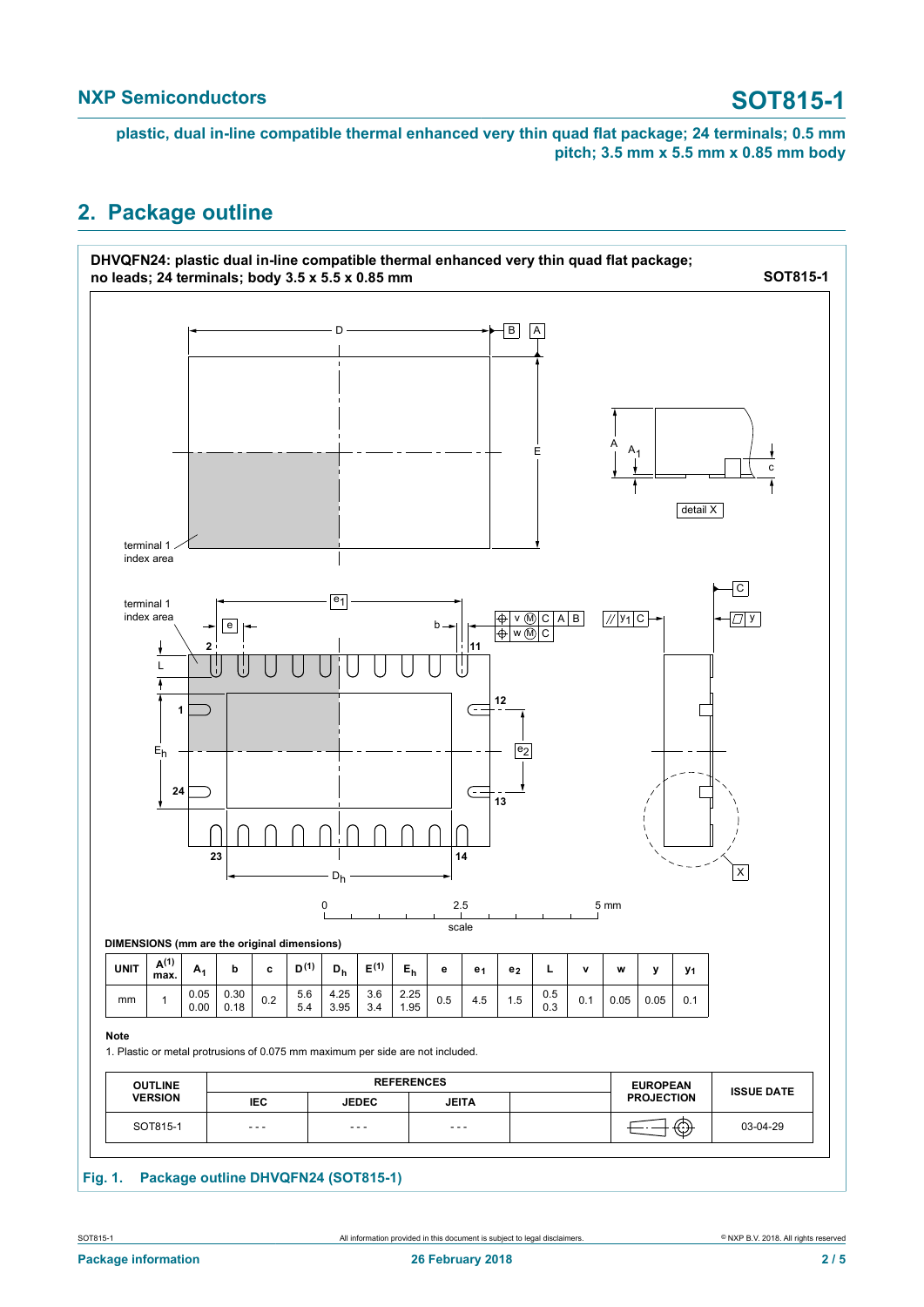## 2. Package outline

**DHVQFN24: plastic dual in-line compatible thermal enhanced very thin quad flat package; no leads; 24 terminals; body 3.5 x 5.5 x 0.85 mm** **SOT815-1**

**DIMENSIONS (mm are the original dimensions)**

| UNIT | A(1) max. | $A_1$ | b | c | D(1) | $D_h$ | E(1) | $E_h$ | e | $e_1$ | $e_2$ | L | v | w | y | $y_1$ |
|---|---|---|---|---|---|---|---|---|---|---|---|---|---|---|---|---|
| mm | 1 | 0.05<br>0.00 | 0.30<br>0.18 | 0.2 | 5.6<br>5.4 | 4.25<br>3.95 | 3.6<br>3.4 | 2.25<br>1.95 | 0.5 | 4.5 | 1.5 | 0.5<br>0.3 | 0.1 | 0.05 | 0.05 | 0.1 |

**Note**

1. Plastic or metal protrusions of 0.075 mm maximum per side are not included.

| OUTLINE VERSION | REFERENCES | | | | EUROPEAN PROJECTION | ISSUE DATE |
|---|---|---|---|---|---|---|
| | IEC | JEDEC | JEITA | | | |
| SOT815-1 | - - - | - - - | - - - | | | 03-04-29 |

Fig. 1. Package outline DHVQFN24 (SOT815-1)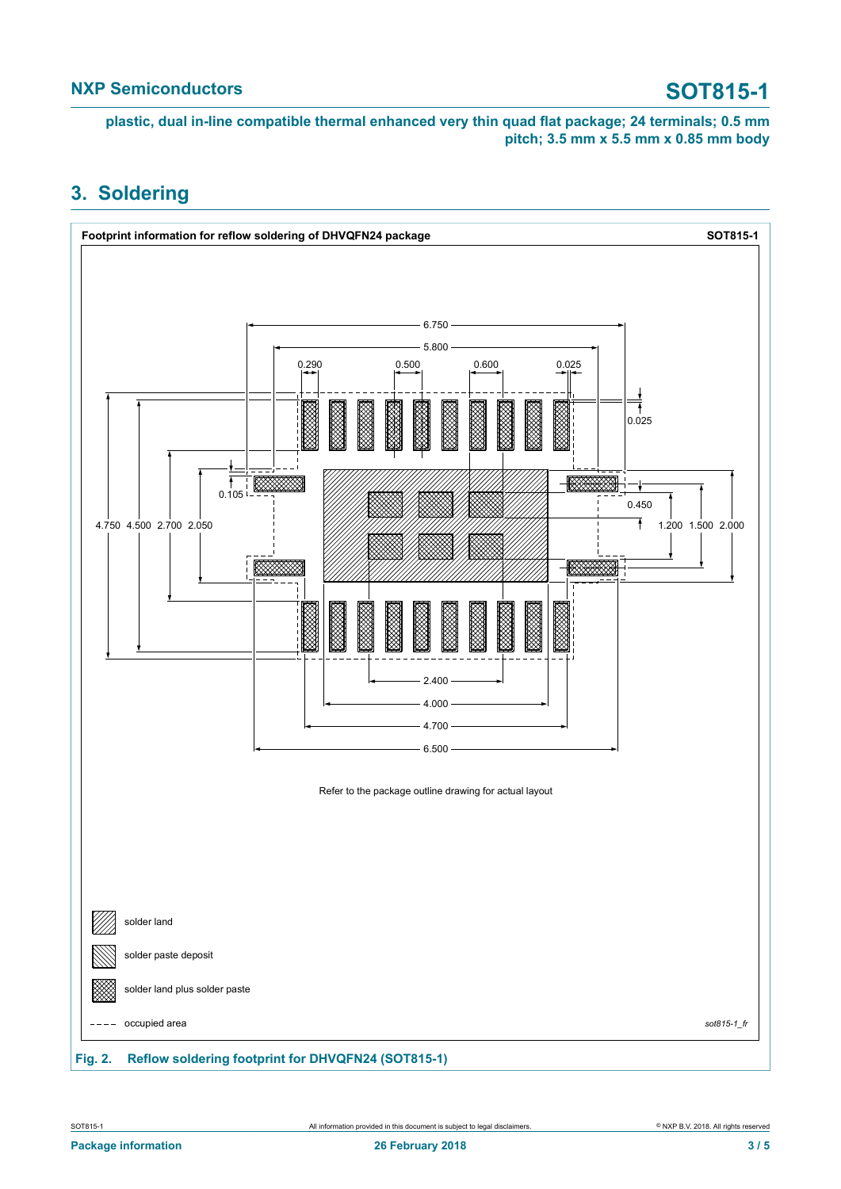# 3. Soldering

**Footprint information for reflow soldering of DHVQFN24 package** SOT815-1

6.750
5.800
0.290 0.500 0.600 0.025
0.025
0.105
0.450
4.750 4.500 2.700 2.050
1.200 1.500 2.000
2.400
4.000
4.700
6.500

Refer to the package outline drawing for actual layout

solder land

solder paste deposit

solder land plus solder paste

occupied area

*sot815-1_fr*

**Fig. 2. Reflow soldering footprint for DHVQFN24 (SOT815-1)**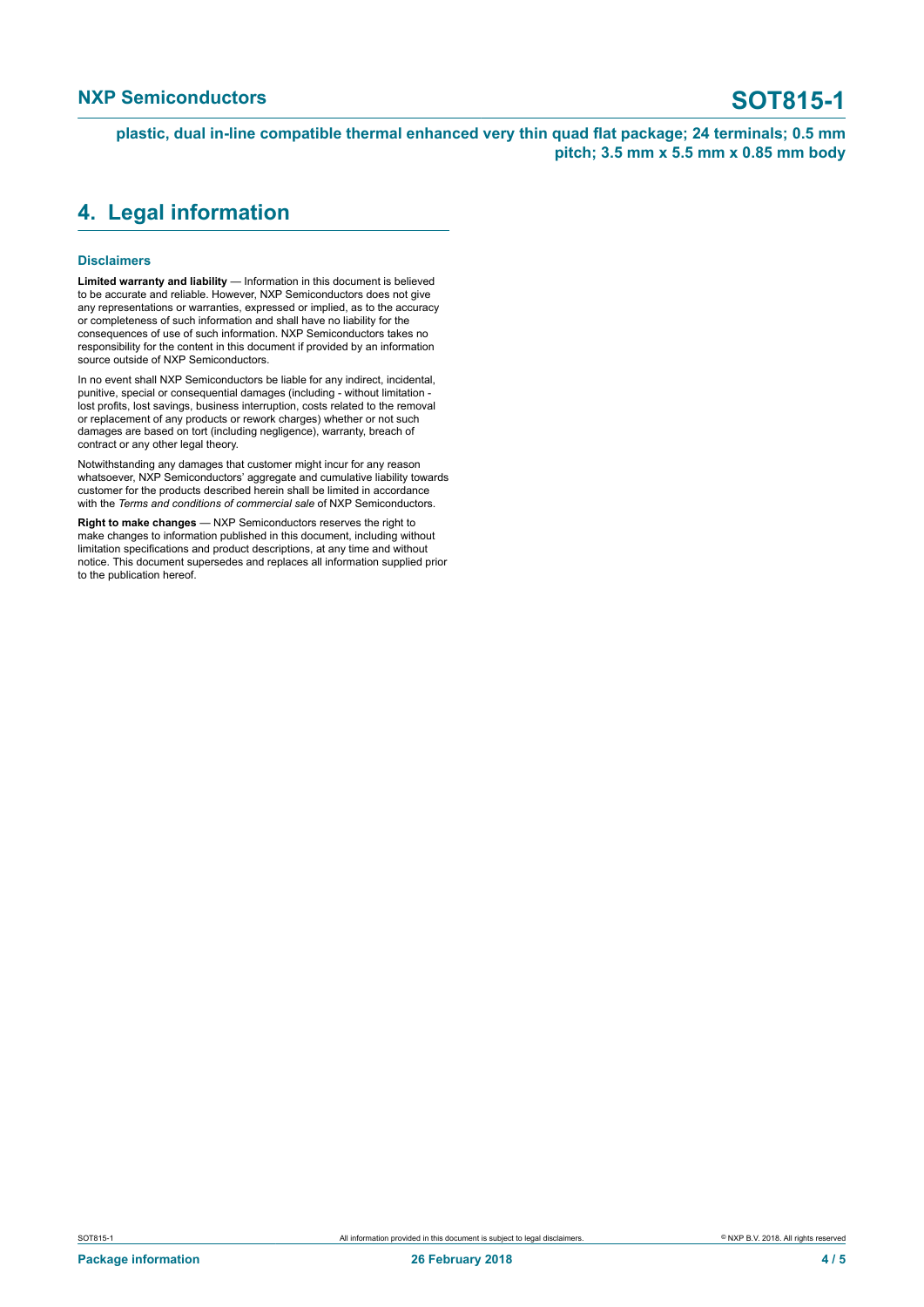## 4. Legal information

### Disclaimers

**Limited warranty and liability** — Information in this document is believed to be accurate and reliable. However, NXP Semiconductors does not give any representations or warranties, expressed or implied, as to the accuracy or completeness of such information and shall have no liability for the consequences of use of such information. NXP Semiconductors takes no responsibility for the content in this document if provided by an information source outside of NXP Semiconductors.

In no event shall NXP Semiconductors be liable for any indirect, incidental, punitive, special or consequential damages (including - without limitation - lost profits, lost savings, business interruption, costs related to the removal or replacement of any products or rework charges) whether or not such damages are based on tort (including negligence), warranty, breach of contract or any other legal theory.

Notwithstanding any damages that customer might incur for any reason whatsoever, NXP Semiconductors' aggregate and cumulative liability towards customer for the products described herein shall be limited in accordance with the *Terms and conditions of commercial sale* of NXP Semiconductors.

**Right to make changes** — NXP Semiconductors reserves the right to make changes to information published in this document, including without limitation specifications and product descriptions, at any time and without notice. This document supersedes and replaces all information supplied prior to the publication hereof.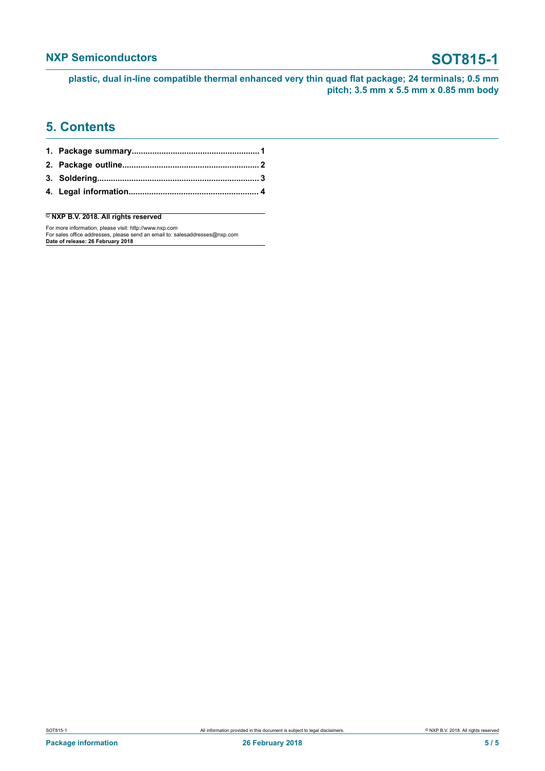## 5. Contents

1. Package summary....................................................... 1
2. Package outline........................................................... 2
3. Soldering..................................................................... 3
4. Legal information........................................................ 4

**© NXP B.V. 2018. All rights reserved**

For more information, please visit: http://www.nxp.com
For sales office addresses, please send an email to: salesaddresses@nxp.com
**Date of release: 26 February 2018**